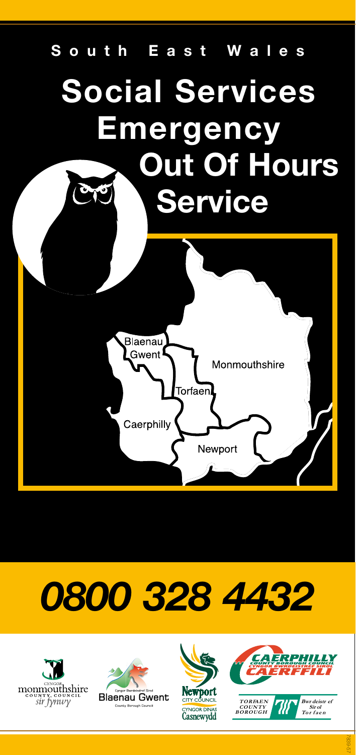South East Wales

# Social Services Emergency Out Of Hours Service

Blaenau Gwent

Monmouthshire

Torfaen

Caerphilly

Newport

# 0800 328 4432

Cyngor monmouthshire County Council sir fynwy

Cyngor Bwrdeistref Sirol Blaenau Gwent County Borough Council

Newport City Council Cyngor Dinas Casnewydd

Caerphilly County Borough Council Cyngor Bwrdeistref Sirol Caerffili

Torfaen County Borough Bwrdeistref Sirol Torfaen

7839-57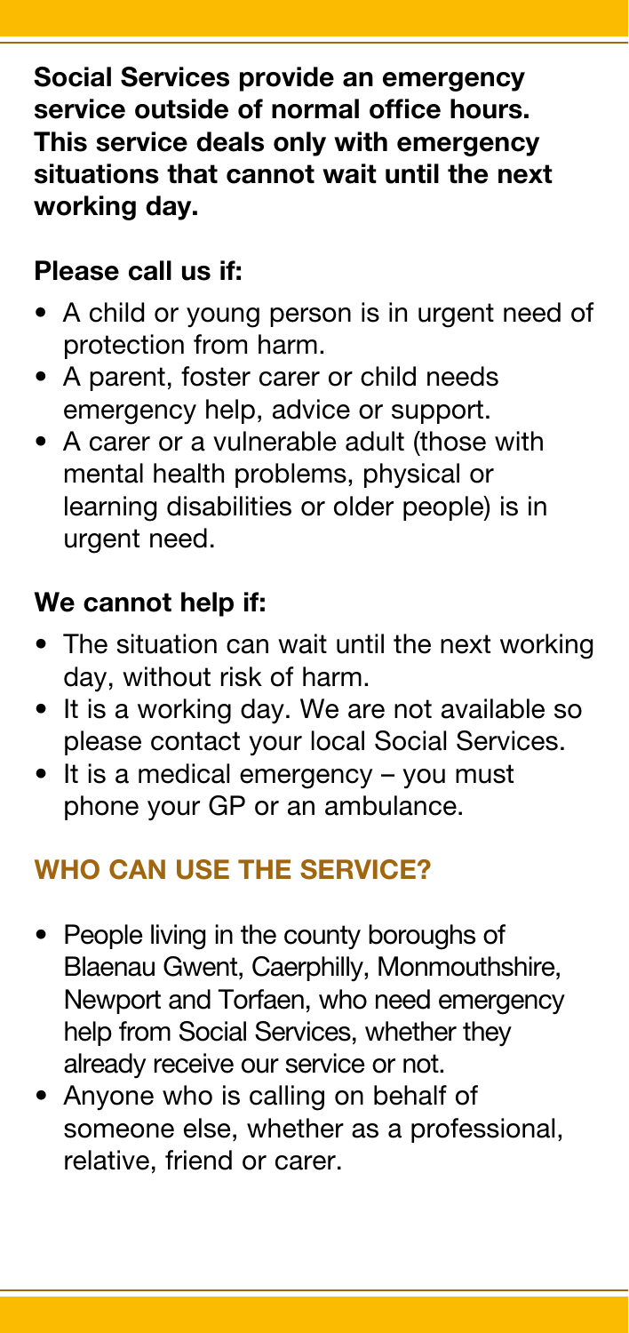**Social Services provide an emergency service outside of normal office hours. This service deals only with emergency situations that cannot wait until the next working day.**

**Please call us if:**

- A child or young person is in urgent need of protection from harm.
- A parent, foster carer or child needs emergency help, advice or support.
- A carer or a vulnerable adult (those with mental health problems, physical or learning disabilities or older people) is in urgent need.

**We cannot help if:**

- The situation can wait until the next working day, without risk of harm.
- It is a working day. We are not available so please contact your local Social Services.
- It is a medical emergency – you must phone your GP or an ambulance.

## WHO CAN USE THE SERVICE?

- People living in the county boroughs of Blaenau Gwent, Caerphilly, Monmouthshire, Newport and Torfaen, who need emergency help from Social Services, whether they already receive our service or not.
- Anyone who is calling on behalf of someone else, whether as a professional, relative, friend or carer.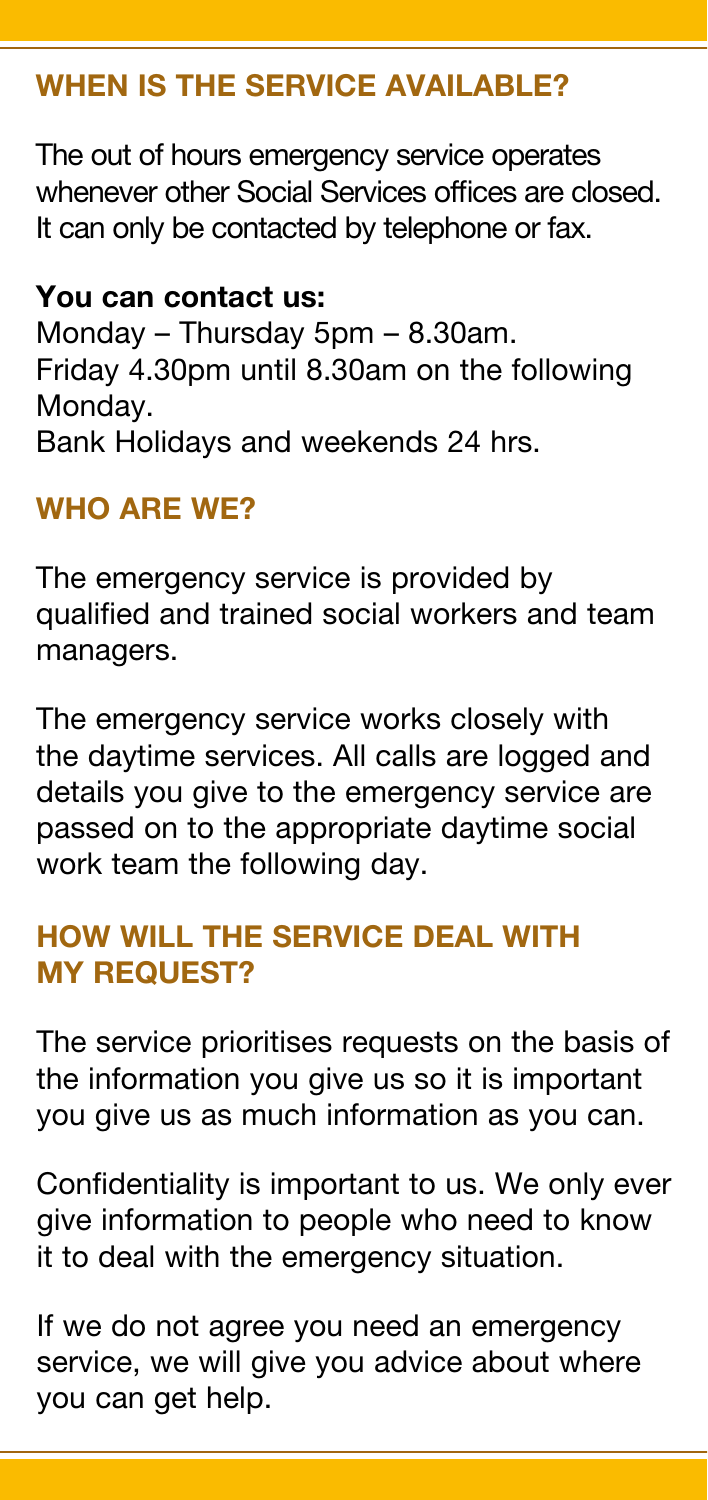## WHEN IS THE SERVICE AVAILABLE?

The out of hours emergency service operates whenever other Social Services offices are closed. It can only be contacted by telephone or fax.

**You can contact us:**
Monday – Thursday 5pm – 8.30am.
Friday 4.30pm until 8.30am on the following Monday.
Bank Holidays and weekends 24 hrs.

## WHO ARE WE?

The emergency service is provided by qualified and trained social workers and team managers.

The emergency service works closely with the daytime services. All calls are logged and details you give to the emergency service are passed on to the appropriate daytime social work team the following day.

## HOW WILL THE SERVICE DEAL WITH MY REQUEST?

The service prioritises requests on the basis of the information you give us so it is important you give us as much information as you can.

Confidentiality is important to us. We only ever give information to people who need to know it to deal with the emergency situation.

If we do not agree you need an emergency service, we will give you advice about where you can get help.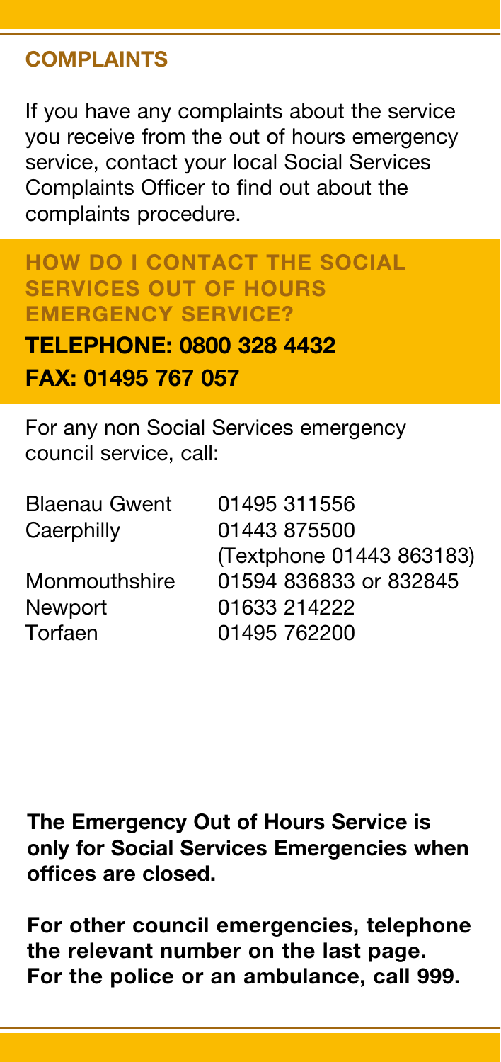## COMPLAINTS

If you have any complaints about the service you receive from the out of hours emergency service, contact your local Social Services Complaints Officer to find out about the complaints procedure.

## HOW DO I CONTACT THE SOCIAL SERVICES OUT OF HOURS EMERGENCY SERVICE?

**TELEPHONE: 0800 328 4432**

**FAX: 01495 767 057**

For any non Social Services emergency council service, call:

| | |
|---|---|
| Blaenau Gwent | 01495 311556 |
| Caerphilly | 01443 875500 (Textphone 01443 863183) |
| Monmouthshire | 01594 836833 or 832845 |
| Newport | 01633 214222 |
| Torfaen | 01495 762200 |

**The Emergency Out of Hours Service is only for Social Services Emergencies when offices are closed.**

**For other council emergencies, telephone the relevant number on the last page. For the police or an ambulance, call 999.**